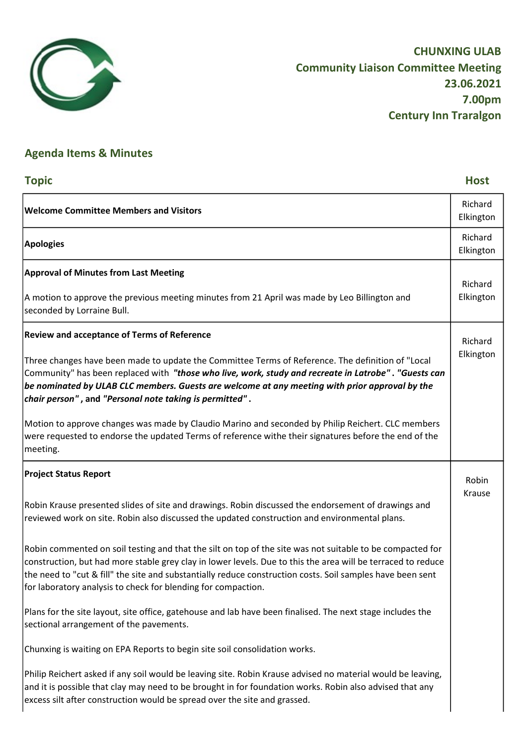# CHUNXING ULAB
## Community Liaison Committee Meeting
## 23.06.2021
## 7.00pm
## Century Inn Traralgon

## Agenda Items & Minutes

| Topic | Host |
|---|---|
| **Welcome Committee Members and Visitors** | Richard Elkington |
| **Apologies** | Richard Elkington |
| **Approval of Minutes from Last Meeting**<br><br>A motion to approve the previous meeting minutes from 21 April was made by Leo Billington and seconded by Lorraine Bull. | Richard Elkington |
| **Review and acceptance of Terms of Reference**<br><br>Three changes have been made to update the Committee Terms of Reference. The definition of "Local Community" has been replaced with ***"those who live, work, study and recreate in Latrobe"*** **.** ***"Guests can be nominated by ULAB CLC members. Guests are welcome at any meeting with prior approval by the chair person"*** **, and** ***"Personal note taking is permitted"*** **.**<br><br>Motion to approve changes was made by Claudio Marino and seconded by Philip Reichert. CLC members were requested to endorse the updated Terms of reference withe their signatures before the end of the meeting. | Richard Elkington |
| **Project Status Report**<br><br>Robin Krause presented slides of site and drawings. Robin discussed the endorsement of drawings and reviewed work on site. Robin also discussed the updated construction and environmental plans.<br><br>Robin commented on soil testing and that the silt on top of the site was not suitable to be compacted for construction, but had more stable grey clay in lower levels. Due to this the area will be terraced to reduce the need to "cut & fill" the site and substantially reduce construction costs. Soil samples have been sent for laboratory analysis to check for blending for compaction.<br><br>Plans for the site layout, site office, gatehouse and lab have been finalised. The next stage includes the sectional arrangement of the pavements.<br><br>Chunxing is waiting on EPA Reports to begin site soil consolidation works.<br><br>Philip Reichert asked if any soil would be leaving site. Robin Krause advised no material would be leaving, and it is possible that clay may need to be brought in for foundation works. Robin also advised that any excess silt after construction would be spread over the site and grassed. | Robin Krause |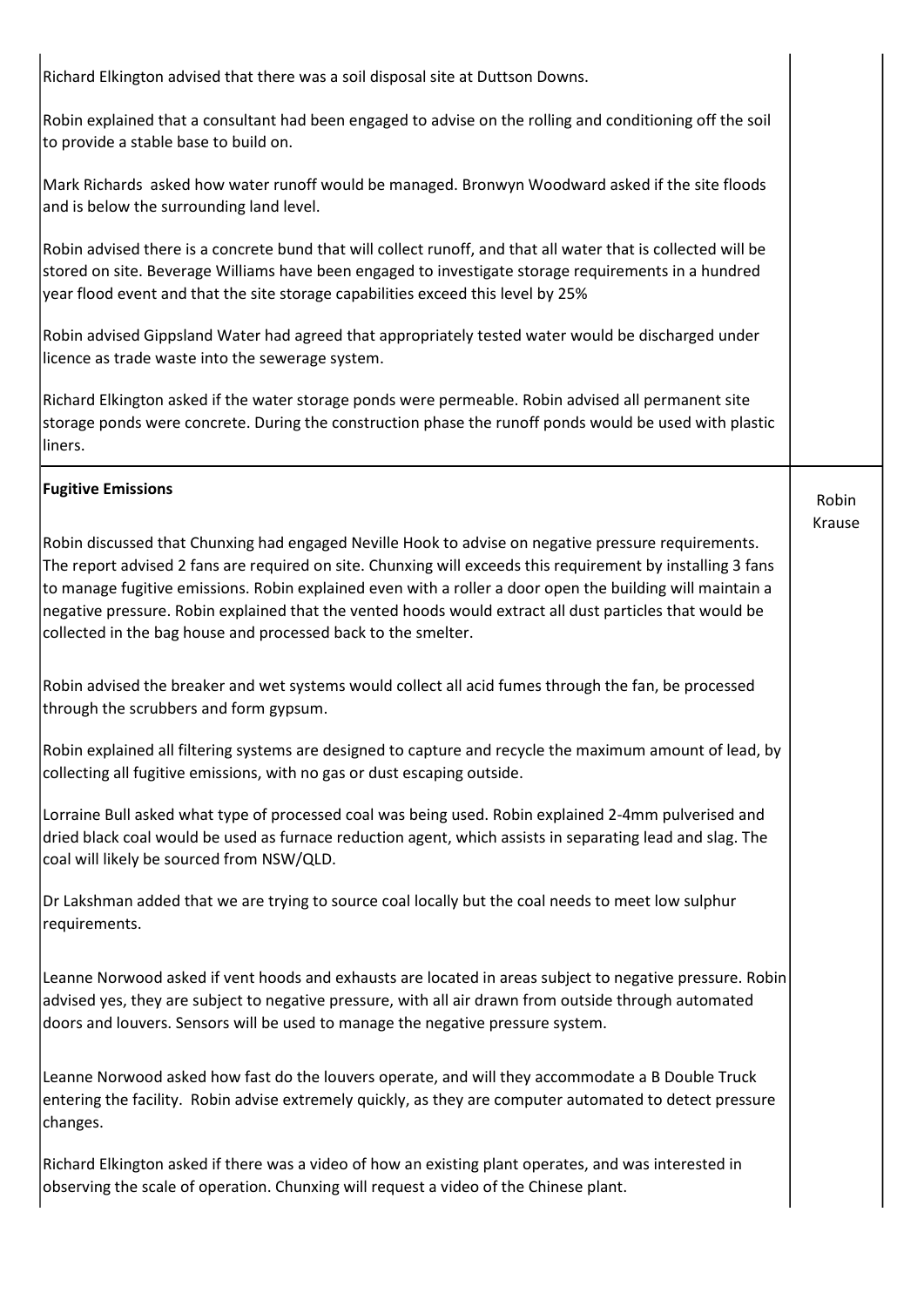| | |
|---|---|
| Richard Elkington advised that there was a soil disposal site at Duttson Downs.<br><br>Robin explained that a consultant had been engaged to advise on the rolling and conditioning off the soil to provide a stable base to build on.<br><br>Mark Richards asked how water runoff would be managed. Bronwyn Woodward asked if the site floods and is below the surrounding land level.<br><br>Robin advised there is a concrete bund that will collect runoff, and that all water that is collected will be stored on site. Beverage Williams have been engaged to investigate storage requirements in a hundred year flood event and that the site storage capabilities exceed this level by 25%<br><br>Robin advised Gippsland Water had agreed that appropriately tested water would be discharged under licence as trade waste into the sewerage system.<br><br>Richard Elkington asked if the water storage ponds were permeable. Robin advised all permanent site storage ponds were concrete. During the construction phase the runoff ponds would be used with plastic liners. | |
| **Fugitive Emissions**<br><br>Robin discussed that Chunxing had engaged Neville Hook to advise on negative pressure requirements. The report advised 2 fans are required on site. Chunxing will exceeds this requirement by installing 3 fans to manage fugitive emissions. Robin explained even with a roller a door open the building will maintain a negative pressure. Robin explained that the vented hoods would extract all dust particles that would be collected in the bag house and processed back to the smelter.<br><br>Robin advised the breaker and wet systems would collect all acid fumes through the fan, be processed through the scrubbers and form gypsum.<br><br>Robin explained all filtering systems are designed to capture and recycle the maximum amount of lead, by collecting all fugitive emissions, with no gas or dust escaping outside.<br><br>Lorraine Bull asked what type of processed coal was being used. Robin explained 2-4mm pulverised and dried black coal would be used as furnace reduction agent, which assists in separating lead and slag. The coal will likely be sourced from NSW/QLD.<br><br>Dr Lakshman added that we are trying to source coal locally but the coal needs to meet low sulphur requirements.<br><br>Leanne Norwood asked if vent hoods and exhausts are located in areas subject to negative pressure. Robin advised yes, they are subject to negative pressure, with all air drawn from outside through automated doors and louvers. Sensors will be used to manage the negative pressure system.<br><br>Leanne Norwood asked how fast do the louvers operate, and will they accommodate a B Double Truck entering the facility. Robin advise extremely quickly, as they are computer automated to detect pressure changes.<br><br>Richard Elkington asked if there was a video of how an existing plant operates, and was interested in observing the scale of operation. Chunxing will request a video of the Chinese plant. | Robin Krause |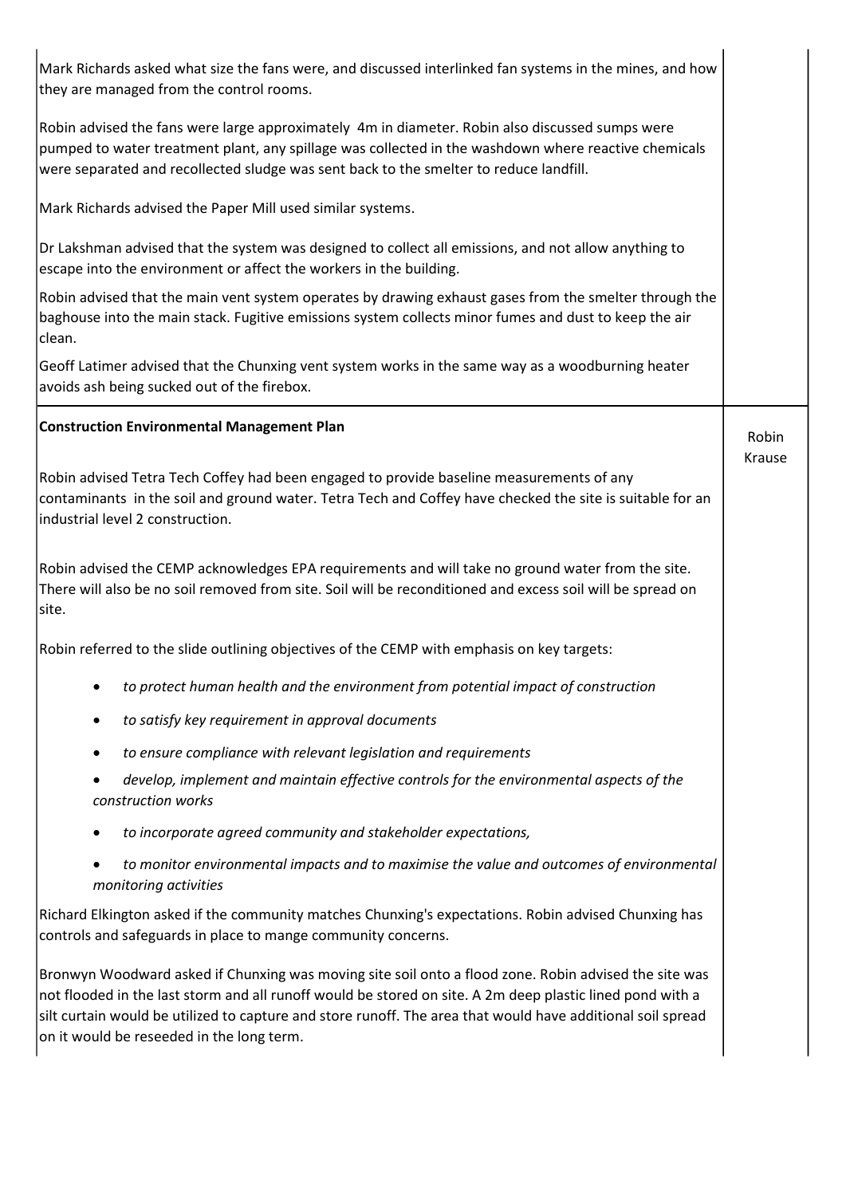| | |
|---|---|
| Mark Richards asked what size the fans were, and discussed interlinked fan systems in the mines, and how they are managed from the control rooms.<br><br>Robin advised the fans were large approximately 4m in diameter. Robin also discussed sumps were pumped to water treatment plant, any spillage was collected in the washdown where reactive chemicals were separated and recollected sludge was sent back to the smelter to reduce landfill.<br><br>Mark Richards advised the Paper Mill used similar systems.<br><br>Dr Lakshman advised that the system was designed to collect all emissions, and not allow anything to escape into the environment or affect the workers in the building.<br><br>Robin advised that the main vent system operates by drawing exhaust gases from the smelter through the baghouse into the main stack. Fugitive emissions system collects minor fumes and dust to keep the air clean.<br><br>Geoff Latimer advised that the Chunxing vent system works in the same way as a woodburning heater avoids ash being sucked out of the firebox. | |
| **Construction Environmental Management Plan**<br><br>Robin advised Tetra Tech Coffey had been engaged to provide baseline measurements of any contaminants in the soil and ground water. Tetra Tech and Coffey have checked the site is suitable for an industrial level 2 construction.<br><br>Robin advised the CEMP acknowledges EPA requirements and will take no ground water from the site. There will also be no soil removed from site. Soil will be reconditioned and excess soil will be spread on site.<br><br>Robin referred to the slide outlining objectives of the CEMP with emphasis on key targets:<br><br>• *to protect human health and the environment from potential impact of construction*<br>• *to satisfy key requirement in approval documents*<br>• *to ensure compliance with relevant legislation and requirements*<br>• *develop, implement and maintain effective controls for the environmental aspects of the construction works*<br>• *to incorporate agreed community and stakeholder expectations,*<br>• *to monitor environmental impacts and to maximise the value and outcomes of environmental monitoring activities*<br><br>Richard Elkington asked if the community matches Chunxing's expectations. Robin advised Chunxing has controls and safeguards in place to mange community concerns.<br><br>Bronwyn Woodward asked if Chunxing was moving site soil onto a flood zone. Robin advised the site was not flooded in the last storm and all runoff would be stored on site. A 2m deep plastic lined pond with a silt curtain would be utilized to capture and store runoff. The area that would have additional soil spread on it would be reseeded in the long term. | Robin Krause |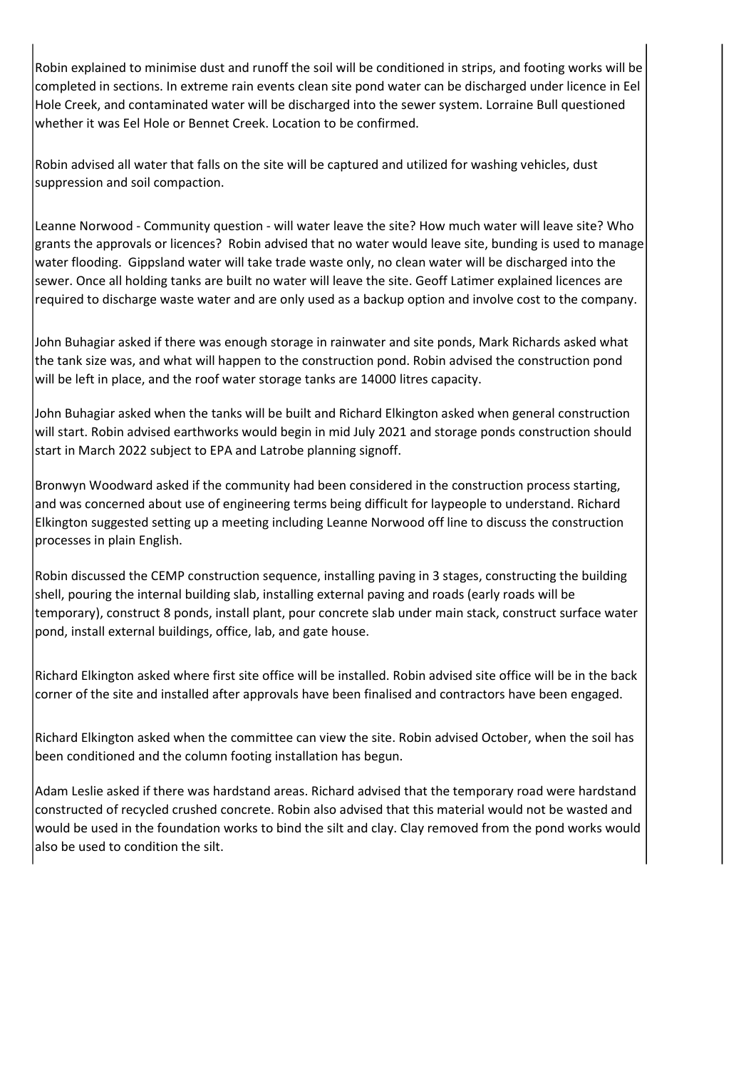Robin explained to minimise dust and runoff the soil will be conditioned in strips, and footing works will be completed in sections. In extreme rain events clean site pond water can be discharged under licence in Eel Hole Creek, and contaminated water will be discharged into the sewer system. Lorraine Bull questioned whether it was Eel Hole or Bennet Creek. Location to be confirmed.

Robin advised all water that falls on the site will be captured and utilized for washing vehicles, dust suppression and soil compaction.

Leanne Norwood - Community question - will water leave the site? How much water will leave site? Who grants the approvals or licences? Robin advised that no water would leave site, bunding is used to manage water flooding. Gippsland water will take trade waste only, no clean water will be discharged into the sewer. Once all holding tanks are built no water will leave the site. Geoff Latimer explained licences are required to discharge waste water and are only used as a backup option and involve cost to the company.

John Buhagiar asked if there was enough storage in rainwater and site ponds, Mark Richards asked what the tank size was, and what will happen to the construction pond. Robin advised the construction pond will be left in place, and the roof water storage tanks are 14000 litres capacity.

John Buhagiar asked when the tanks will be built and Richard Elkington asked when general construction will start. Robin advised earthworks would begin in mid July 2021 and storage ponds construction should start in March 2022 subject to EPA and Latrobe planning signoff.

Bronwyn Woodward asked if the community had been considered in the construction process starting, and was concerned about use of engineering terms being difficult for laypeople to understand. Richard Elkington suggested setting up a meeting including Leanne Norwood off line to discuss the construction processes in plain English.

Robin discussed the CEMP construction sequence, installing paving in 3 stages, constructing the building shell, pouring the internal building slab, installing external paving and roads (early roads will be temporary), construct 8 ponds, install plant, pour concrete slab under main stack, construct surface water pond, install external buildings, office, lab, and gate house.

Richard Elkington asked where first site office will be installed. Robin advised site office will be in the back corner of the site and installed after approvals have been finalised and contractors have been engaged.

Richard Elkington asked when the committee can view the site. Robin advised October, when the soil has been conditioned and the column footing installation has begun.

Adam Leslie asked if there was hardstand areas. Richard advised that the temporary road were hardstand constructed of recycled crushed concrete. Robin also advised that this material would not be wasted and would be used in the foundation works to bind the silt and clay. Clay removed from the pond works would also be used to condition the silt.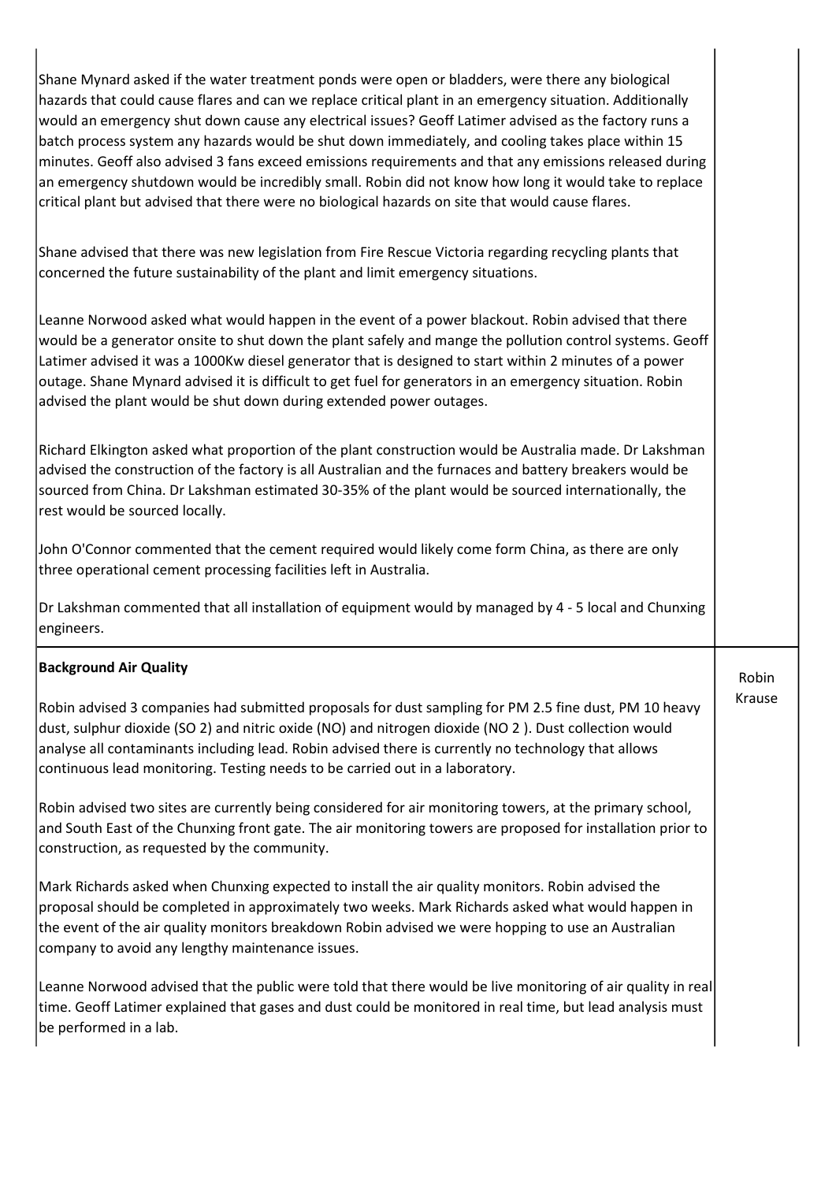| | |
|---|---|
| Shane Mynard asked if the water treatment ponds were open or bladders, were there any biological hazards that could cause flares and can we replace critical plant in an emergency situation. Additionally would an emergency shut down cause any electrical issues? Geoff Latimer advised as the factory runs a batch process system any hazards would be shut down immediately, and cooling takes place within 15 minutes. Geoff also advised 3 fans exceed emissions requirements and that any emissions released during an emergency shutdown would be incredibly small. Robin did not know how long it would take to replace critical plant but advised that there were no biological hazards on site that would cause flares.<br><br>Shane advised that there was new legislation from Fire Rescue Victoria regarding recycling plants that concerned the future sustainability of the plant and limit emergency situations.<br><br>Leanne Norwood asked what would happen in the event of a power blackout. Robin advised that there would be a generator onsite to shut down the plant safely and mange the pollution control systems. Geoff Latimer advised it was a 1000Kw diesel generator that is designed to start within 2 minutes of a power outage. Shane Mynard advised it is difficult to get fuel for generators in an emergency situation. Robin advised the plant would be shut down during extended power outages.<br><br>Richard Elkington asked what proportion of the plant construction would be Australia made. Dr Lakshman advised the construction of the factory is all Australian and the furnaces and battery breakers would be sourced from China. Dr Lakshman estimated 30-35% of the plant would be sourced internationally, the rest would be sourced locally.<br><br>John O'Connor commented that the cement required would likely come form China, as there are only three operational cement processing facilities left in Australia.<br><br>Dr Lakshman commented that all installation of equipment would by managed by 4 - 5 local and Chunxing engineers. | |
| **Background Air Quality**<br><br>Robin advised 3 companies had submitted proposals for dust sampling for PM 2.5 fine dust, PM 10 heavy dust, sulphur dioxide (SO 2) and nitric oxide (NO) and nitrogen dioxide (NO 2 ). Dust collection would analyse all contaminants including lead. Robin advised there is currently no technology that allows continuous lead monitoring. Testing needs to be carried out in a laboratory.<br><br>Robin advised two sites are currently being considered for air monitoring towers, at the primary school, and South East of the Chunxing front gate. The air monitoring towers are proposed for installation prior to construction, as requested by the community.<br><br>Mark Richards asked when Chunxing expected to install the air quality monitors. Robin advised the proposal should be completed in approximately two weeks. Mark Richards asked what would happen in the event of the air quality monitors breakdown Robin advised we were hopping to use an Australian company to avoid any lengthy maintenance issues.<br><br>Leanne Norwood advised that the public were told that there would be live monitoring of air quality in real time. Geoff Latimer explained that gases and dust could be monitored in real time, but lead analysis must be performed in a lab. | Robin Krause |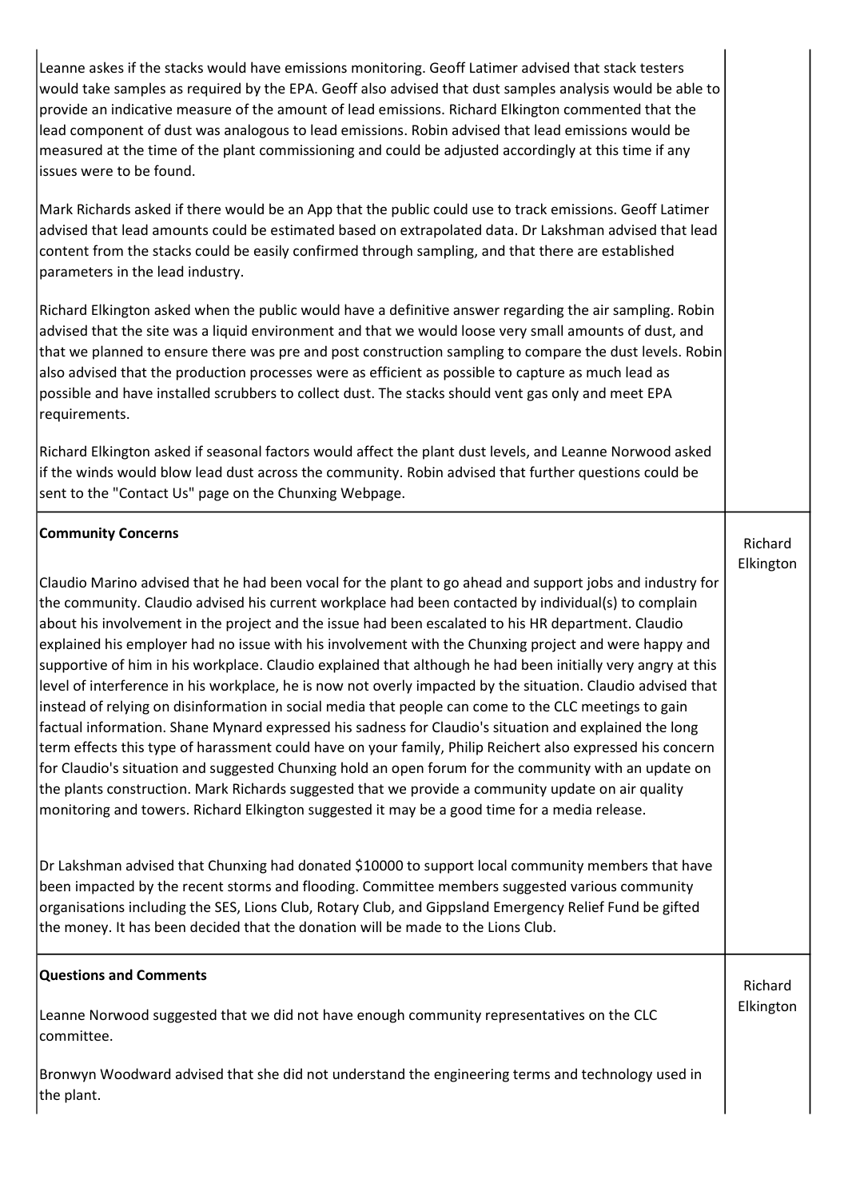| | |
|---|---|
| Leanne askes if the stacks would have emissions monitoring. Geoff Latimer advised that stack testers would take samples as required by the EPA. Geoff also advised that dust samples analysis would be able to provide an indicative measure of the amount of lead emissions. Richard Elkington commented that the lead component of dust was analogous to lead emissions. Robin advised that lead emissions would be measured at the time of the plant commissioning and could be adjusted accordingly at this time if any issues were to be found.<br><br>Mark Richards asked if there would be an App that the public could use to track emissions. Geoff Latimer advised that lead amounts could be estimated based on extrapolated data. Dr Lakshman advised that lead content from the stacks could be easily confirmed through sampling, and that there are established parameters in the lead industry.<br><br>Richard Elkington asked when the public would have a definitive answer regarding the air sampling. Robin advised that the site was a liquid environment and that we would loose very small amounts of dust, and that we planned to ensure there was pre and post construction sampling to compare the dust levels. Robin also advised that the production processes were as efficient as possible to capture as much lead as possible and have installed scrubbers to collect dust. The stacks should vent gas only and meet EPA requirements.<br><br>Richard Elkington asked if seasonal factors would affect the plant dust levels, and Leanne Norwood asked if the winds would blow lead dust across the community. Robin advised that further questions could be sent to the "Contact Us" page on the Chunxing Webpage. | |
| **Community Concerns**<br><br>Claudio Marino advised that he had been vocal for the plant to go ahead and support jobs and industry for the community. Claudio advised his current workplace had been contacted by individual(s) to complain about his involvement in the project and the issue had been escalated to his HR department. Claudio explained his employer had no issue with his involvement with the Chunxing project and were happy and supportive of him in his workplace. Claudio explained that although he had been initially very angry at this level of interference in his workplace, he is now not overly impacted by the situation. Claudio advised that instead of relying on disinformation in social media that people can come to the CLC meetings to gain factual information. Shane Mynard expressed his sadness for Claudio's situation and explained the long term effects this type of harassment could have on your family, Philip Reichert also expressed his concern for Claudio's situation and suggested Chunxing hold an open forum for the community with an update on the plants construction. Mark Richards suggested that we provide a community update on air quality monitoring and towers. Richard Elkington suggested it may be a good time for a media release.<br><br>Dr Lakshman advised that Chunxing had donated $10000 to support local community members that have been impacted by the recent storms and flooding. Committee members suggested various community organisations including the SES, Lions Club, Rotary Club, and Gippsland Emergency Relief Fund be gifted the money. It has been decided that the donation will be made to the Lions Club. | Richard Elkington |
| **Questions and Comments**<br><br>Leanne Norwood suggested that we did not have enough community representatives on the CLC committee.<br><br>Bronwyn Woodward advised that she did not understand the engineering terms and technology used in the plant. | Richard Elkington |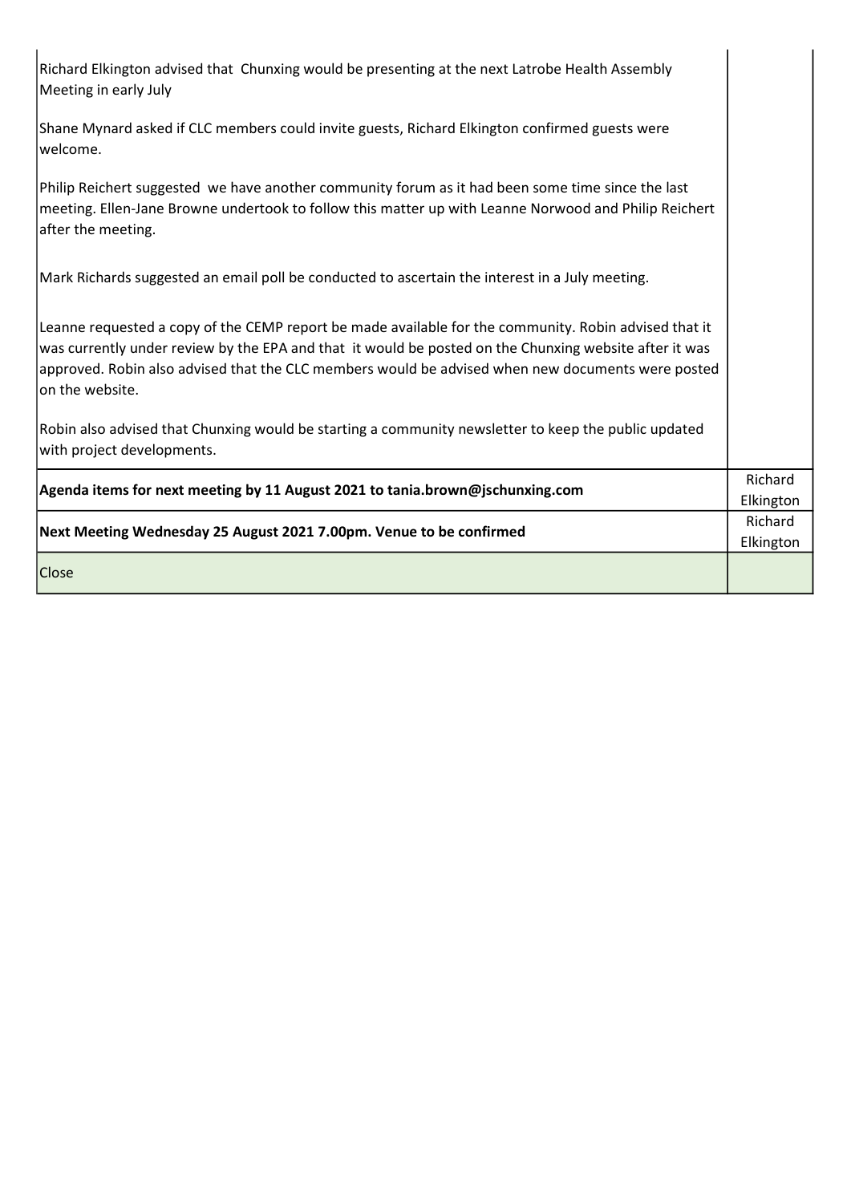| | |
|---|---|
| Richard Elkington advised that Chunxing would be presenting at the next Latrobe Health Assembly Meeting in early July<br><br>Shane Mynard asked if CLC members could invite guests, Richard Elkington confirmed guests were welcome.<br><br>Philip Reichert suggested we have another community forum as it had been some time since the last meeting. Ellen-Jane Browne undertook to follow this matter up with Leanne Norwood and Philip Reichert after the meeting.<br><br>Mark Richards suggested an email poll be conducted to ascertain the interest in a July meeting.<br><br>Leanne requested a copy of the CEMP report be made available for the community. Robin advised that it was currently under review by the EPA and that it would be posted on the Chunxing website after it was approved. Robin also advised that the CLC members would be advised when new documents were posted on the website.<br><br>Robin also advised that Chunxing would be starting a community newsletter to keep the public updated with project developments. | |
| **Agenda items for next meeting by 11 August 2021 to tania.brown@jschunxing.com** | Richard Elkington |
| **Next Meeting Wednesday 25 August 2021 7.00pm. Venue to be confirmed** | Richard Elkington |
| Close | |